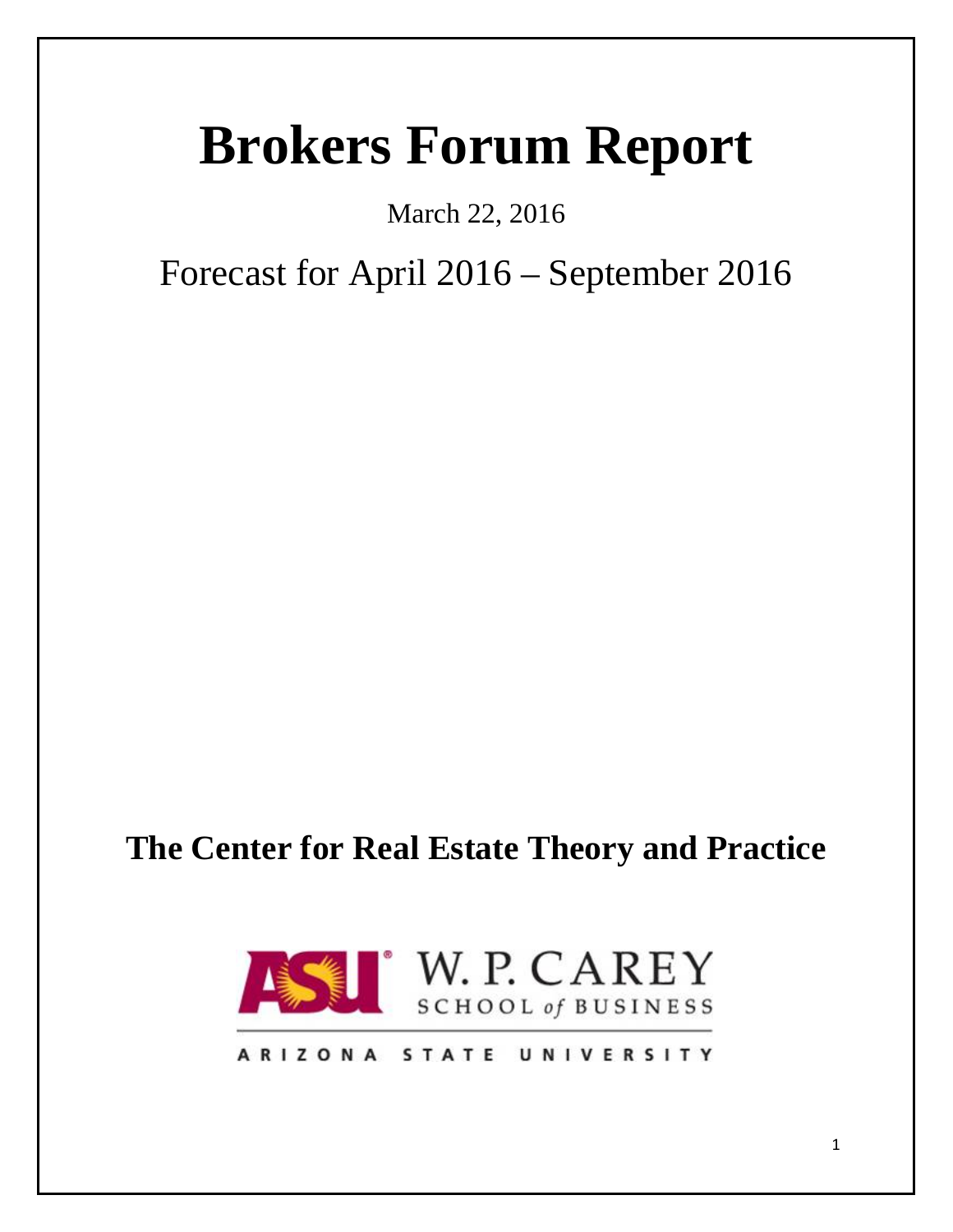# Brokers Forum Report

March 22, 2016

Forecast for April 2016 – September 2016

**The Center for Real Estate Theory and Practice**

ASU W. P. CAREY SCHOOL of BUSINESS

ARIZONA STATE UNIVERSITY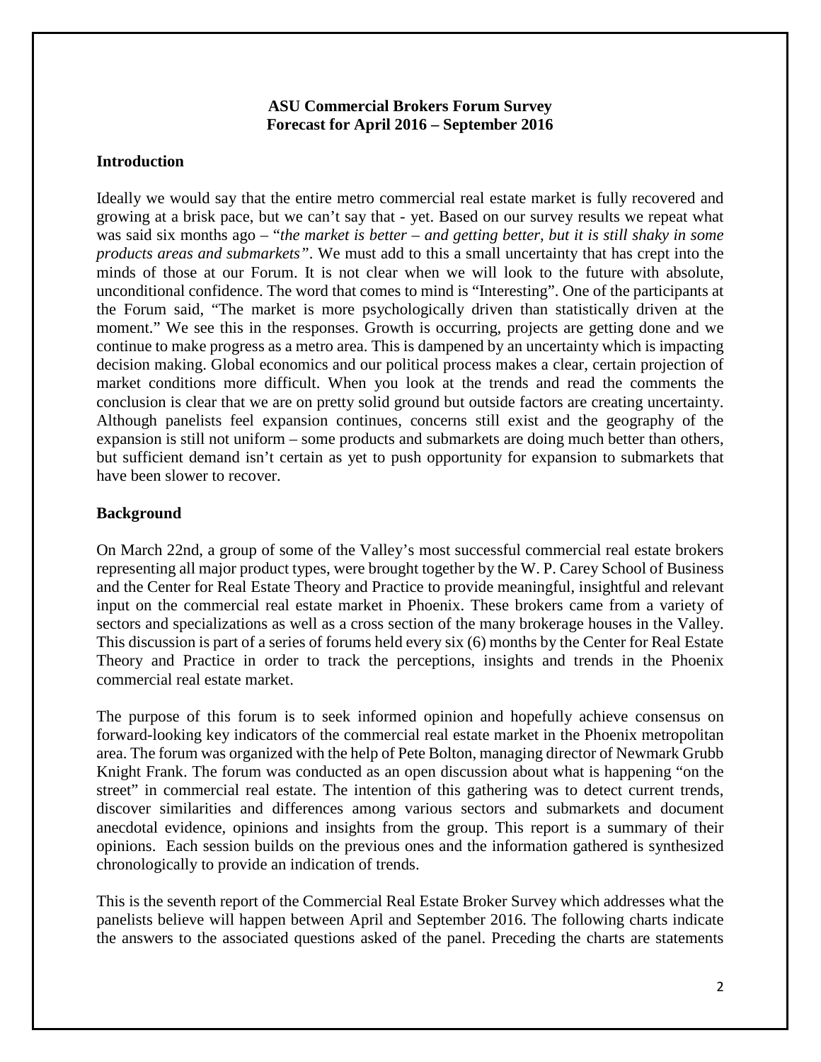**ASU Commercial Brokers Forum Survey**
**Forecast for April 2016 – September 2016**

## Introduction

Ideally we would say that the entire metro commercial real estate market is fully recovered and growing at a brisk pace, but we can't say that - yet. Based on our survey results we repeat what was said six months ago – "*the market is better – and getting better, but it is still shaky in some products areas and submarkets"*. We must add to this a small uncertainty that has crept into the minds of those at our Forum. It is not clear when we will look to the future with absolute, unconditional confidence. The word that comes to mind is "Interesting". One of the participants at the Forum said, "The market is more psychologically driven than statistically driven at the moment." We see this in the responses. Growth is occurring, projects are getting done and we continue to make progress as a metro area. This is dampened by an uncertainty which is impacting decision making. Global economics and our political process makes a clear, certain projection of market conditions more difficult. When you look at the trends and read the comments the conclusion is clear that we are on pretty solid ground but outside factors are creating uncertainty. Although panelists feel expansion continues, concerns still exist and the geography of the expansion is still not uniform – some products and submarkets are doing much better than others, but sufficient demand isn't certain as yet to push opportunity for expansion to submarkets that have been slower to recover.

## Background

On March 22nd, a group of some of the Valley's most successful commercial real estate brokers representing all major product types, were brought together by the W. P. Carey School of Business and the Center for Real Estate Theory and Practice to provide meaningful, insightful and relevant input on the commercial real estate market in Phoenix. These brokers came from a variety of sectors and specializations as well as a cross section of the many brokerage houses in the Valley. This discussion is part of a series of forums held every six (6) months by the Center for Real Estate Theory and Practice in order to track the perceptions, insights and trends in the Phoenix commercial real estate market.

The purpose of this forum is to seek informed opinion and hopefully achieve consensus on forward-looking key indicators of the commercial real estate market in the Phoenix metropolitan area. The forum was organized with the help of Pete Bolton, managing director of Newmark Grubb Knight Frank. The forum was conducted as an open discussion about what is happening "on the street" in commercial real estate. The intention of this gathering was to detect current trends, discover similarities and differences among various sectors and submarkets and document anecdotal evidence, opinions and insights from the group. This report is a summary of their opinions. Each session builds on the previous ones and the information gathered is synthesized chronologically to provide an indication of trends.

This is the seventh report of the Commercial Real Estate Broker Survey which addresses what the panelists believe will happen between April and September 2016. The following charts indicate the answers to the associated questions asked of the panel. Preceding the charts are statements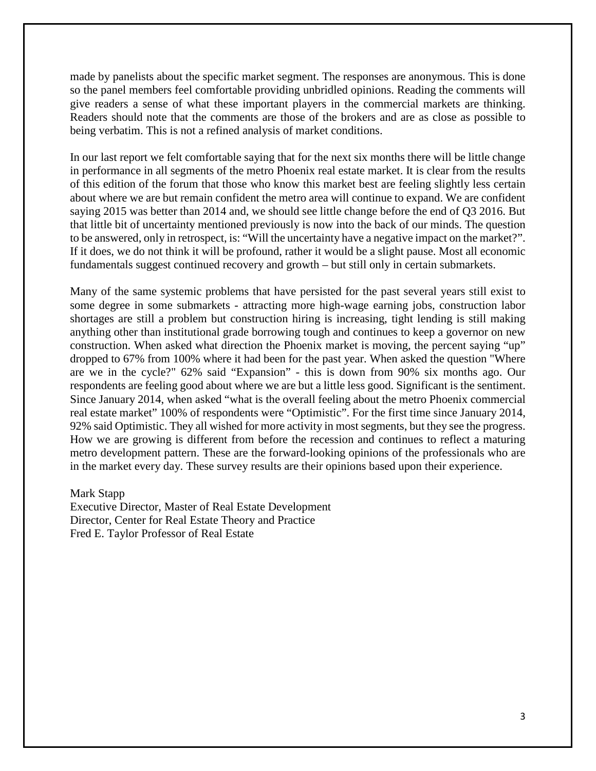made by panelists about the specific market segment. The responses are anonymous. This is done so the panel members feel comfortable providing unbridled opinions. Reading the comments will give readers a sense of what these important players in the commercial markets are thinking. Readers should note that the comments are those of the brokers and are as close as possible to being verbatim. This is not a refined analysis of market conditions.

In our last report we felt comfortable saying that for the next six months there will be little change in performance in all segments of the metro Phoenix real estate market. It is clear from the results of this edition of the forum that those who know this market best are feeling slightly less certain about where we are but remain confident the metro area will continue to expand. We are confident saying 2015 was better than 2014 and, we should see little change before the end of Q3 2016. But that little bit of uncertainty mentioned previously is now into the back of our minds. The question to be answered, only in retrospect, is: "Will the uncertainty have a negative impact on the market?". If it does, we do not think it will be profound, rather it would be a slight pause. Most all economic fundamentals suggest continued recovery and growth – but still only in certain submarkets.

Many of the same systemic problems that have persisted for the past several years still exist to some degree in some submarkets - attracting more high-wage earning jobs, construction labor shortages are still a problem but construction hiring is increasing, tight lending is still making anything other than institutional grade borrowing tough and continues to keep a governor on new construction. When asked what direction the Phoenix market is moving, the percent saying "up" dropped to 67% from 100% where it had been for the past year. When asked the question "Where are we in the cycle?" 62% said "Expansion" - this is down from 90% six months ago. Our respondents are feeling good about where we are but a little less good. Significant is the sentiment. Since January 2014, when asked "what is the overall feeling about the metro Phoenix commercial real estate market" 100% of respondents were "Optimistic". For the first time since January 2014, 92% said Optimistic. They all wished for more activity in most segments, but they see the progress. How we are growing is different from before the recession and continues to reflect a maturing metro development pattern. These are the forward-looking opinions of the professionals who are in the market every day. These survey results are their opinions based upon their experience.

Mark Stapp
Executive Director, Master of Real Estate Development
Director, Center for Real Estate Theory and Practice
Fred E. Taylor Professor of Real Estate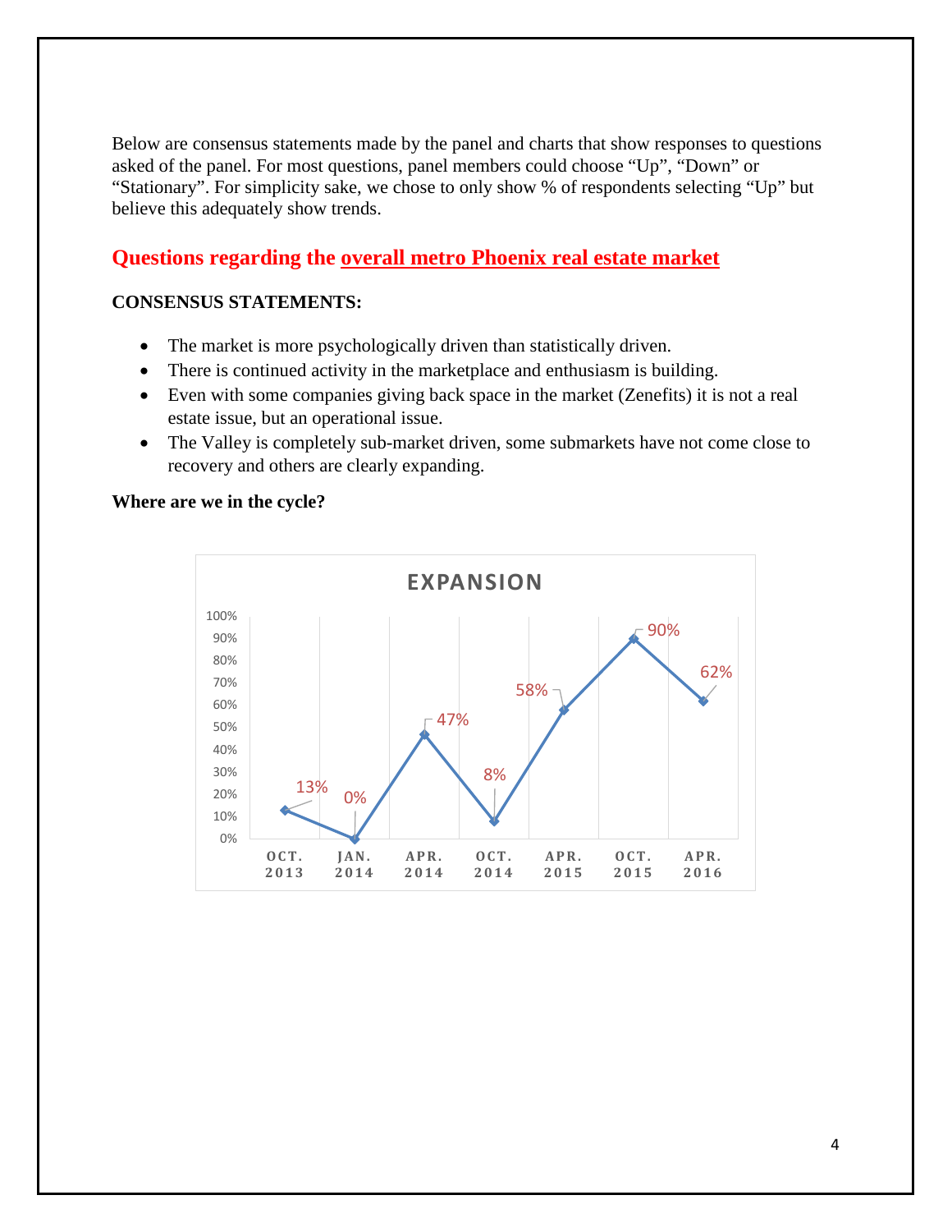Below are consensus statements made by the panel and charts that show responses to questions asked of the panel. For most questions, panel members could choose “Up”, “Down” or “Stationary”. For simplicity sake, we chose to only show % of respondents selecting “Up” but believe this adequately show trends.

## Questions regarding the overall metro Phoenix real estate market

**CONSENSUS STATEMENTS:**

- The market is more psychologically driven than statistically driven.
- There is continued activity in the marketplace and enthusiasm is building.
- Even with some companies giving back space in the market (Zenefits) it is not a real estate issue, but an operational issue.
- The Valley is completely sub-market driven, some submarkets have not come close to recovery and others are clearly expanding.

**Where are we in the cycle?**

**EXPANSION**

| OCT. 2013 | JAN. 2014 | APR. 2014 | OCT. 2014 | APR. 2015 | OCT. 2015 | APR. 2016 |
|---|---|---|---|---|---|---|
| 13% | 0% | 47% | 8% | 58% | 90% | 62% |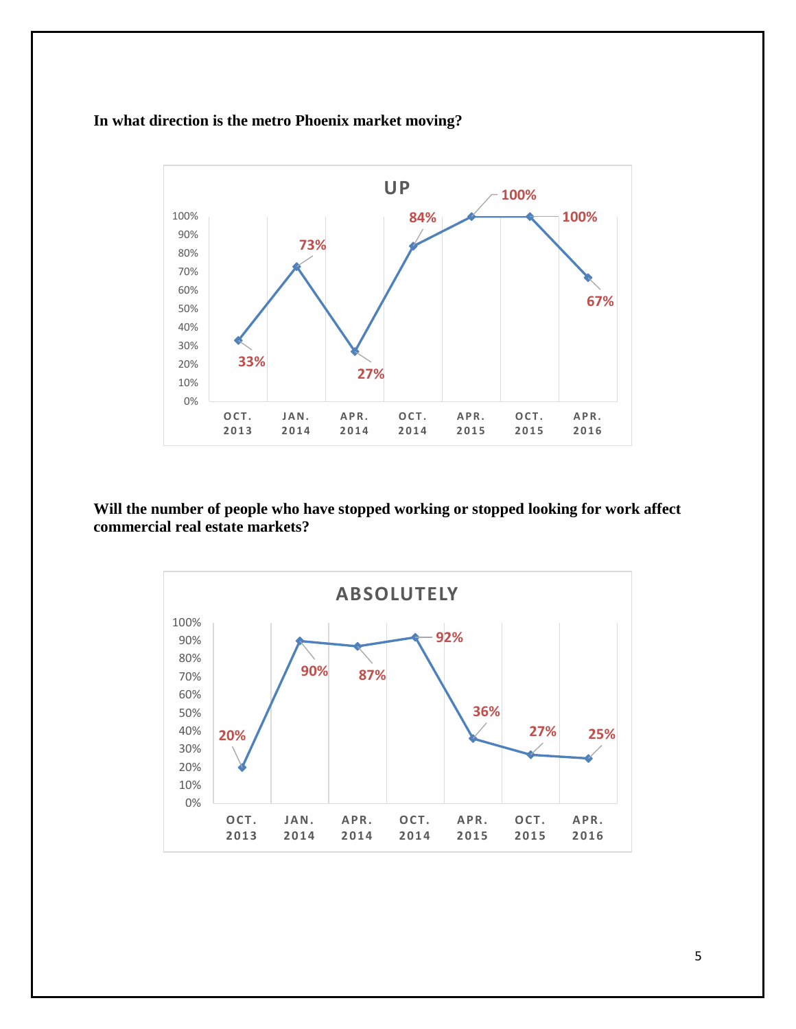**In what direction is the metro Phoenix market moving?**

**UP**

| | OCT. 2013 | JAN. 2014 | APR. 2014 | OCT. 2014 | APR. 2015 | OCT. 2015 | APR. 2016 |
|---|---|---|---|---|---|---|---|
| UP | 33% | 73% | 27% | 84% | 100% | 100% | 67% |

**Will the number of people who have stopped working or stopped looking for work affect commercial real estate markets?**

**ABSOLUTELY**

| | OCT. 2013 | JAN. 2014 | APR. 2014 | OCT. 2014 | APR. 2015 | OCT. 2015 | APR. 2016 |
|---|---|---|---|---|---|---|---|
| ABSOLUTELY | 20% | 90% | 87% | 92% | 36% | 27% | 25% |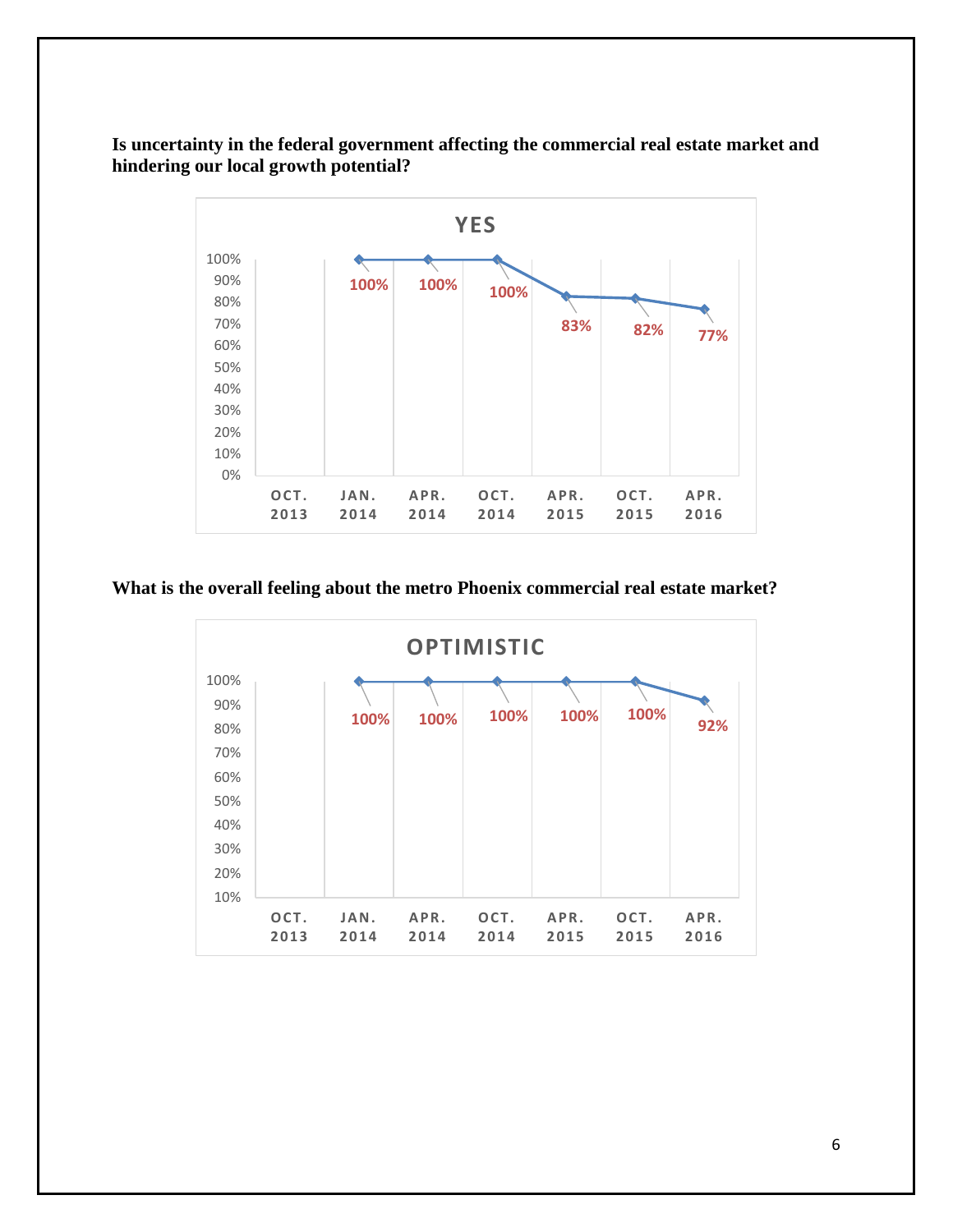**Is uncertainty in the federal government affecting the commercial real estate market and hindering our local growth potential?**

**YES**

| | OCT. 2013 | JAN. 2014 | APR. 2014 | OCT. 2014 | APR. 2015 | OCT. 2015 | APR. 2016 |
|---|---|---|---|---|---|---|---|
| YES | | 100% | 100% | 100% | 83% | 82% | 77% |

**What is the overall feeling about the metro Phoenix commercial real estate market?**

**OPTIMISTIC**

| | OCT. 2013 | JAN. 2014 | APR. 2014 | OCT. 2014 | APR. 2015 | OCT. 2015 | APR. 2016 |
|---|---|---|---|---|---|---|---|
| OPTIMISTIC | | 100% | 100% | 100% | 100% | 100% | 92% |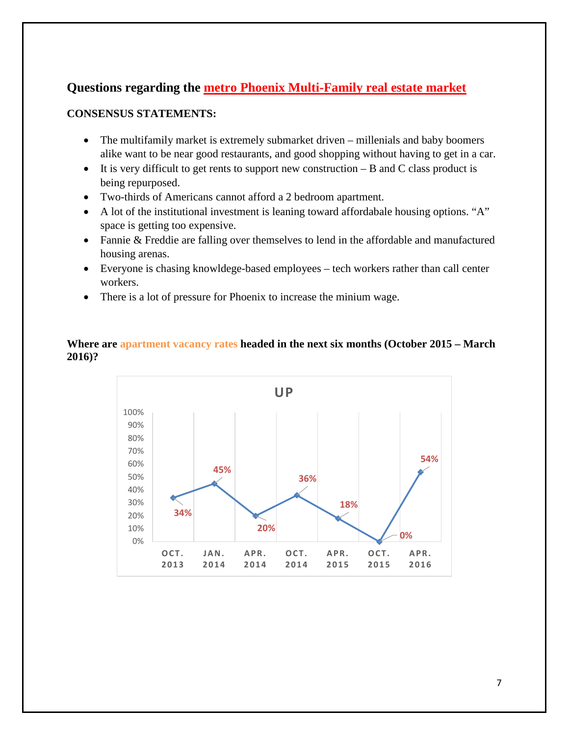## Questions regarding the metro Phoenix Multi-Family real estate market

**CONSENSUS STATEMENTS:**

- The multifamily market is extremely submarket driven – millenials and baby boomers alike want to be near good restaurants, and good shopping without having to get in a car.
- It is very difficult to get rents to support new construction – B and C class product is being repurposed.
- Two-thirds of Americans cannot afford a 2 bedroom apartment.
- A lot of the institutional investment is leaning toward affordabale housing options. "A" space is getting too expensive.
- Fannie & Freddie are falling over themselves to lend in the affordable and manufactured housing arenas.
- Everyone is chasing knowldege-based employees – tech workers rather than call center workers.
- There is a lot of pressure for Phoenix to increase the minium wage.

**Where are apartment vacancy rates headed in the next six months (October 2015 – March 2016)?**

**UP**

| Survey | UP |
|---|---|
| OCT. 2013 | 34% |
| JAN. 2014 | 45% |
| APR. 2014 | 20% |
| OCT. 2014 | 36% |
| APR. 2015 | 18% |
| OCT. 2015 | 0% |
| APR. 2016 | 54% |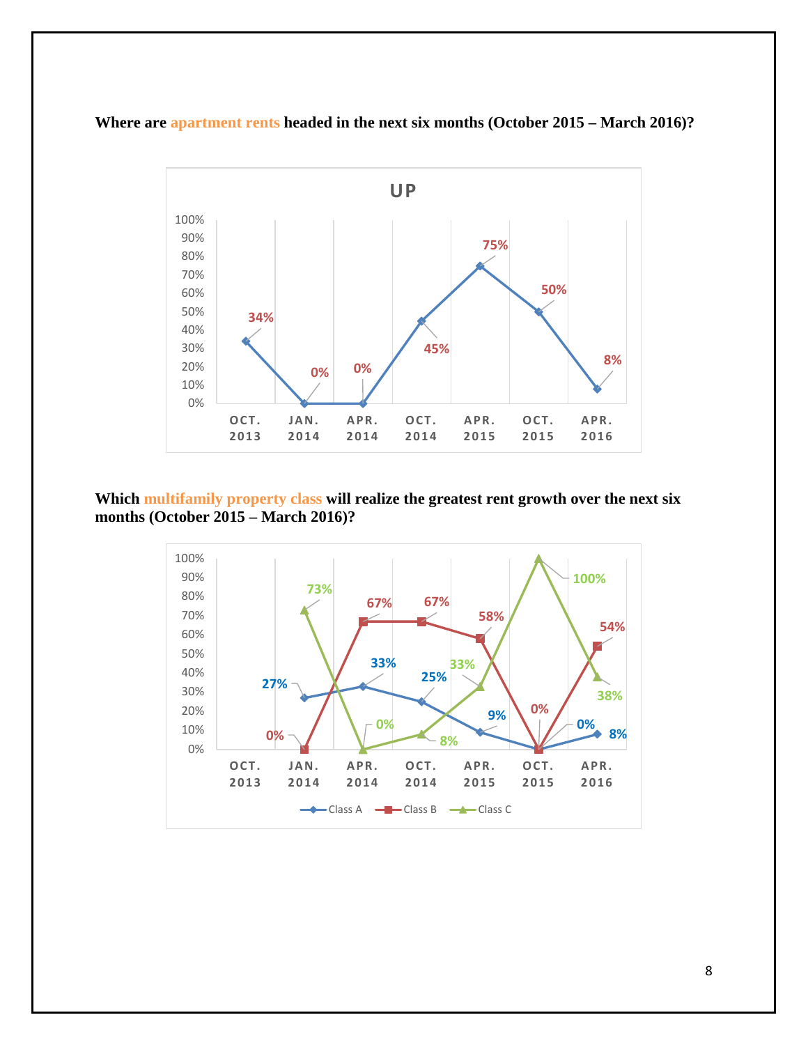**Where are apartment rents headed in the next six months (October 2015 – March 2016)?**

**UP**

| | OCT. 2013 | JAN. 2014 | APR. 2014 | OCT. 2014 | APR. 2015 | OCT. 2015 | APR. 2016 |
|---|---|---|---|---|---|---|---|
| Up | 34% | 0% | 0% | 45% | 75% | 50% | 8% |

**Which multifamily property class will realize the greatest rent growth over the next six months (October 2015 – March 2016)?**

| | OCT. 2013 | JAN. 2014 | APR. 2014 | OCT. 2014 | APR. 2015 | OCT. 2015 | APR. 2016 |
|---|---|---|---|---|---|---|---|
| Class A | | 27% | 33% | 25% | 9% | 0% | 8% |
| Class B | | 0% | 67% | 67% | 58% | 0% | 54% |
| Class C | | 73% | 0% | 8% | 33% | 100% | 38% |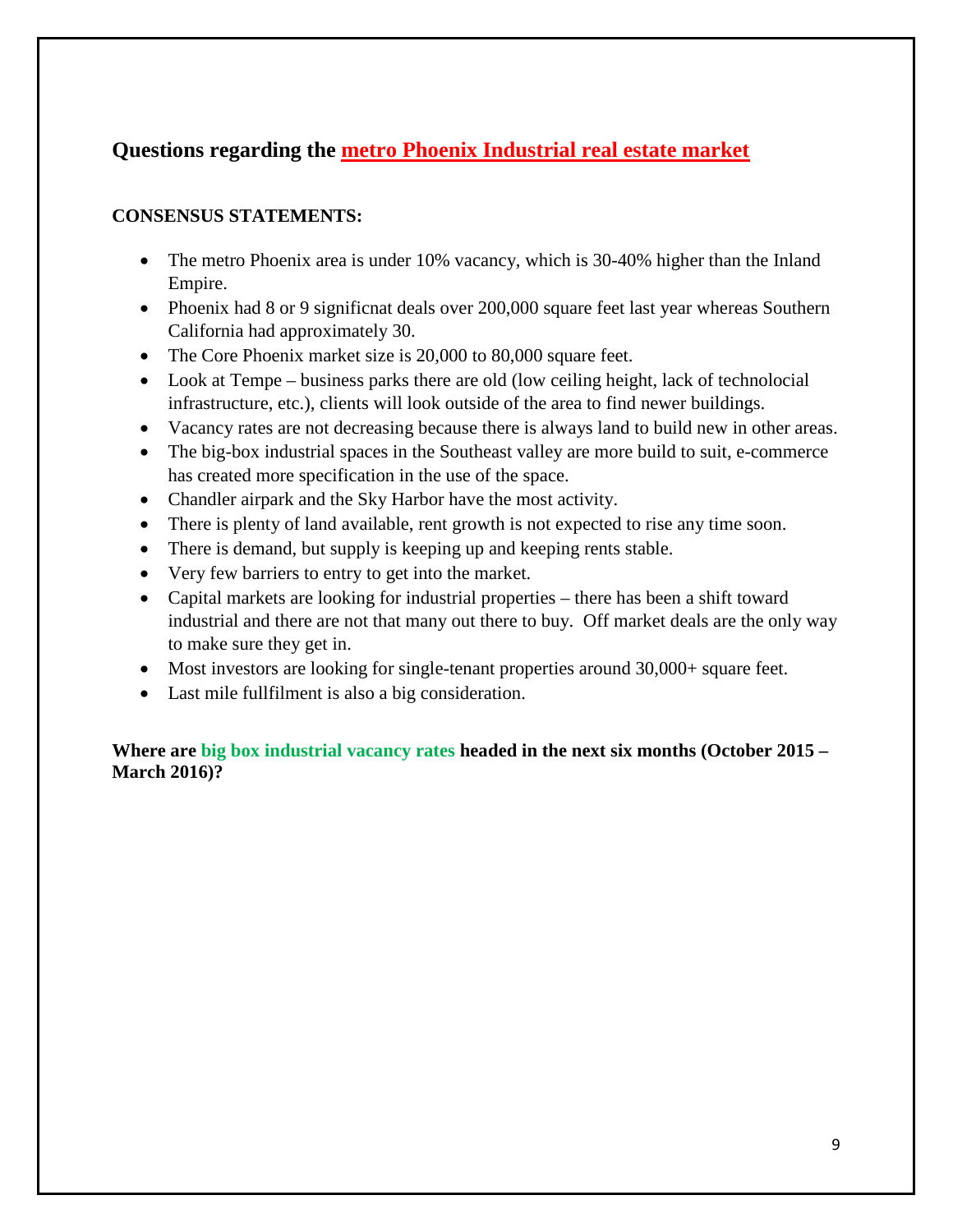## Questions regarding the metro Phoenix Industrial real estate market

**CONSENSUS STATEMENTS:**

- The metro Phoenix area is under 10% vacancy, which is 30-40% higher than the Inland Empire.
- Phoenix had 8 or 9 significnat deals over 200,000 square feet last year whereas Southern California had approximately 30.
- The Core Phoenix market size is 20,000 to 80,000 square feet.
- Look at Tempe – business parks there are old (low ceiling height, lack of technolocial infrastructure, etc.), clients will look outside of the area to find newer buildings.
- Vacancy rates are not decreasing because there is always land to build new in other areas.
- The big-box industrial spaces in the Southeast valley are more build to suit, e-commerce has created more specification in the use of the space.
- Chandler airpark and the Sky Harbor have the most activity.
- There is plenty of land available, rent growth is not expected to rise any time soon.
- There is demand, but supply is keeping up and keeping rents stable.
- Very few barriers to entry to get into the market.
- Capital markets are looking for industrial properties – there has been a shift toward industrial and there are not that many out there to buy. Off market deals are the only way to make sure they get in.
- Most investors are looking for single-tenant properties around 30,000+ square feet.
- Last mile fullfilment is also a big consideration.

**Where are big box industrial vacancy rates headed in the next six months (October 2015 – March 2016)?**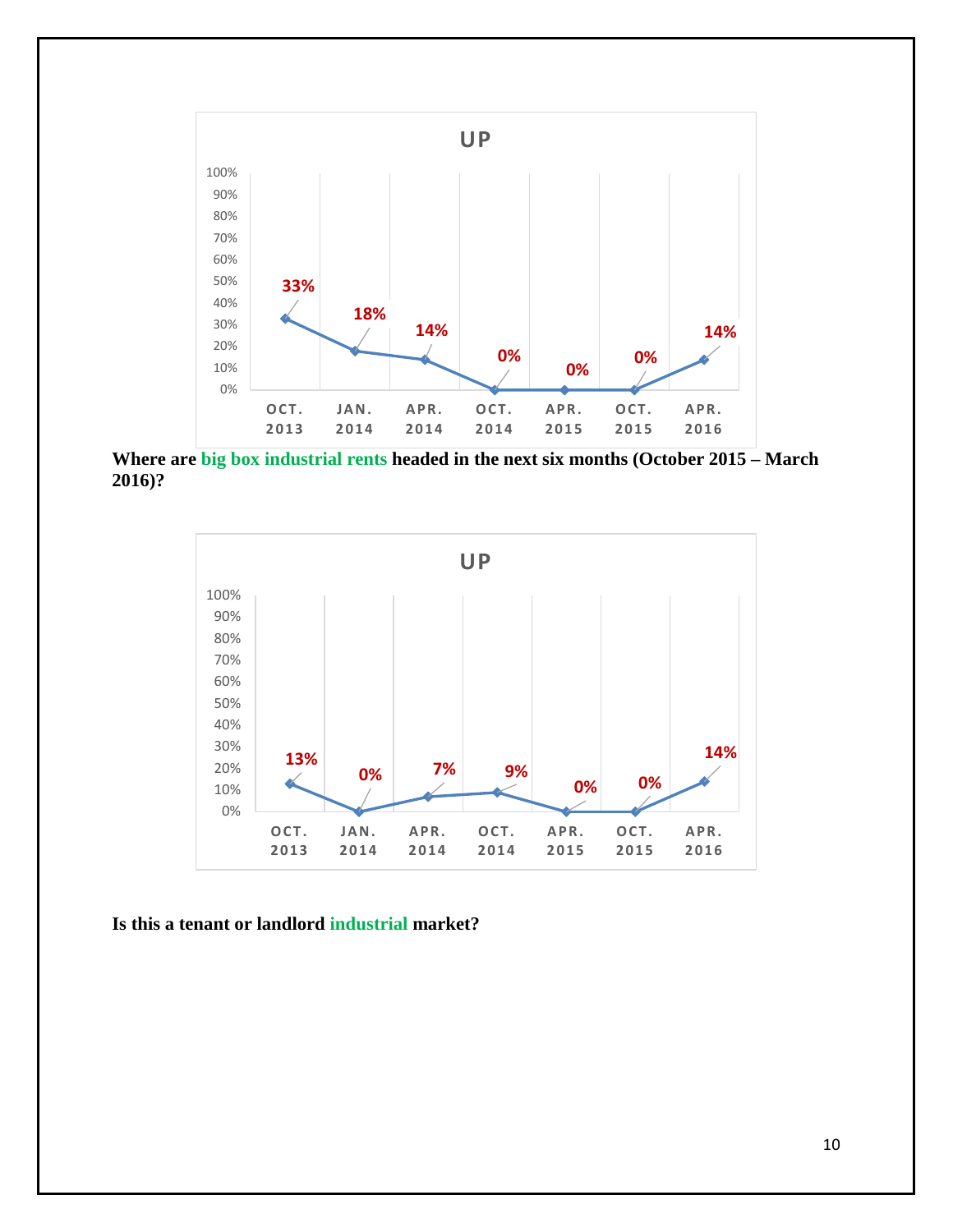**UP**

| OCT. 2013 | JAN. 2014 | APR. 2014 | OCT. 2014 | APR. 2015 | OCT. 2015 | APR. 2016 |
|---|---|---|---|---|---|---|
| 33% | 18% | 14% | 0% | 0% | 0% | 14% |

**Where are big box industrial rents headed in the next six months (October 2015 – March 2016)?**

**UP**

| OCT. 2013 | JAN. 2014 | APR. 2014 | OCT. 2014 | APR. 2015 | OCT. 2015 | APR. 2016 |
|---|---|---|---|---|---|---|
| 13% | 0% | 7% | 9% | 0% | 0% | 14% |

**Is this a tenant or landlord industrial market?**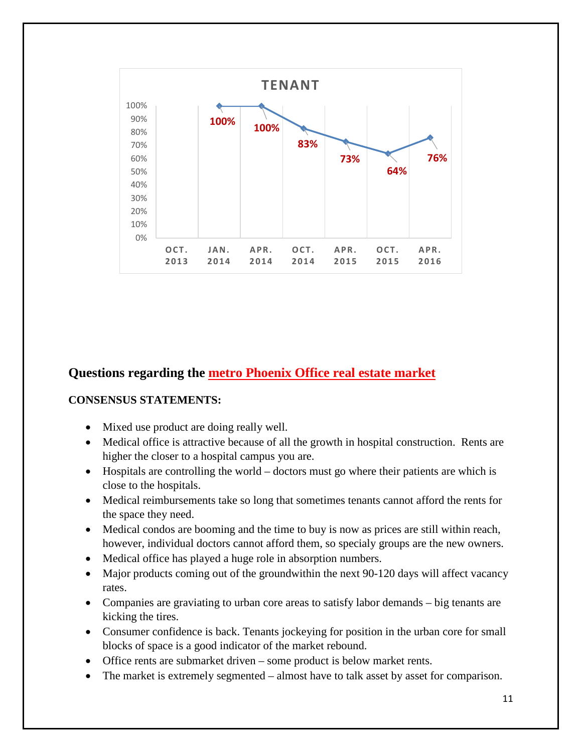**TENANT**

| OCT. 2013 | JAN. 2014 | APR. 2014 | OCT. 2014 | APR. 2015 | OCT. 2015 | APR. 2016 |
|---|---|---|---|---|---|---|
| | 100% | 100% | 83% | 73% | 64% | 76% |

## Questions regarding the metro Phoenix Office real estate market

**CONSENSUS STATEMENTS:**

- Mixed use product are doing really well.
- Medical office is attractive because of all the growth in hospital construction. Rents are higher the closer to a hospital campus you are.
- Hospitals are controlling the world – doctors must go where their patients are which is close to the hospitals.
- Medical reimbursements take so long that sometimes tenants cannot afford the rents for the space they need.
- Medical condos are booming and the time to buy is now as prices are still within reach, however, individual doctors cannot afford them, so specialy groups are the new owners.
- Medical office has played a huge role in absorption numbers.
- Major products coming out of the groundwithin the next 90-120 days will affect vacancy rates.
- Companies are graviating to urban core areas to satisfy labor demands – big tenants are kicking the tires.
- Consumer confidence is back. Tenants jockeying for position in the urban core for small blocks of space is a good indicator of the market rebound.
- Office rents are submarket driven – some product is below market rents.
- The market is extremely segmented – almost have to talk asset by asset for comparison.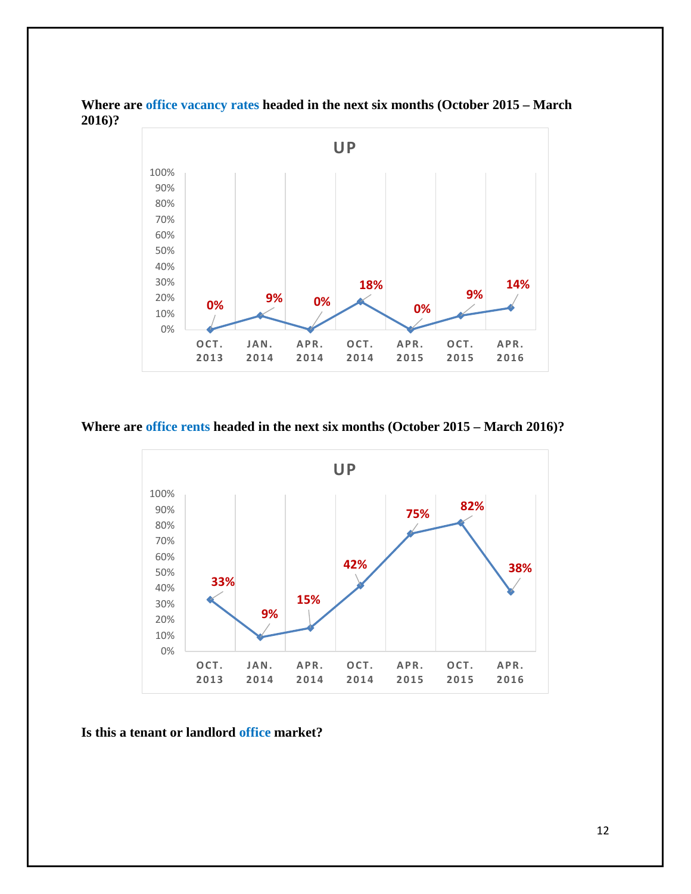**Where are office vacancy rates headed in the next six months (October 2015 – March 2016)?**

UP

| | OCT. 2013 | JAN. 2014 | APR. 2014 | OCT. 2014 | APR. 2015 | OCT. 2015 | APR. 2016 |
|---|---|---|---|---|---|---|---|
| UP | 0% | 9% | 0% | 18% | 0% | 9% | 14% |

**Where are office rents headed in the next six months (October 2015 – March 2016)?**

UP

| | OCT. 2013 | JAN. 2014 | APR. 2014 | OCT. 2014 | APR. 2015 | OCT. 2015 | APR. 2016 |
|---|---|---|---|---|---|---|---|
| UP | 33% | 9% | 15% | 42% | 75% | 82% | 38% |

**Is this a tenant or landlord office market?**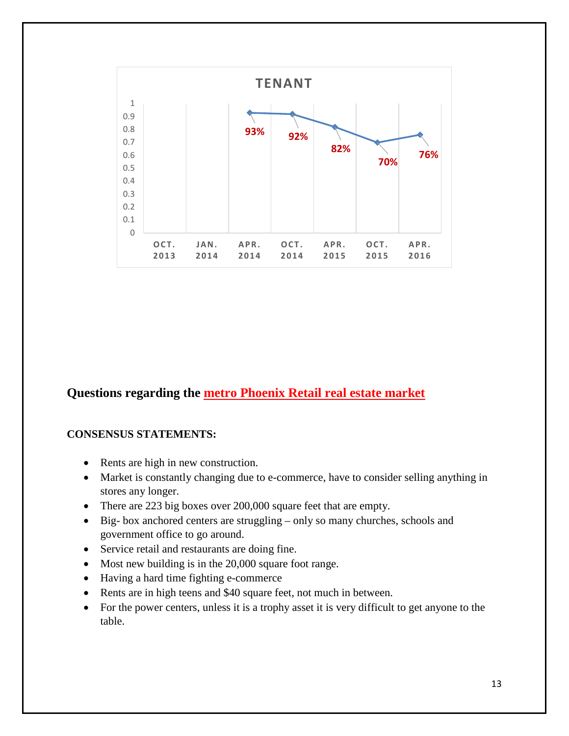**TENANT**

| OCT. 2013 | JAN. 2014 | APR. 2014 | OCT. 2014 | APR. 2015 | OCT. 2015 | APR. 2016 |
|---|---|---|---|---|---|---|
| | | 93% | 92% | 82% | 70% | 76% |

## Questions regarding the metro Phoenix Retail real estate market

**CONSENSUS STATEMENTS:**

- Rents are high in new construction.
- Market is constantly changing due to e-commerce, have to consider selling anything in stores any longer.
- There are 223 big boxes over 200,000 square feet that are empty.
- Big- box anchored centers are struggling – only so many churches, schools and government office to go around.
- Service retail and restaurants are doing fine.
- Most new building is in the 20,000 square foot range.
- Having a hard time fighting e-commerce
- Rents are in high teens and $40 square feet, not much in between.
- For the power centers, unless it is a trophy asset it is very difficult to get anyone to the table.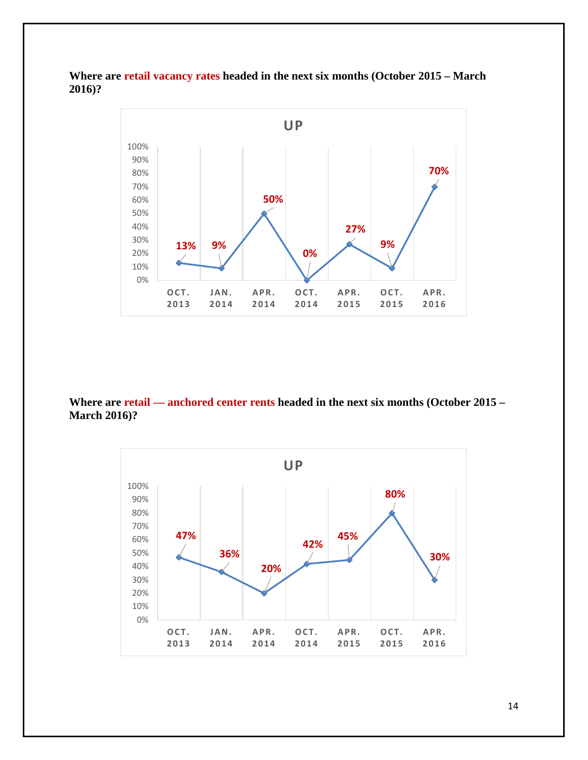**Where are retail vacancy rates headed in the next six months (October 2015 – March 2016)?**

**UP**

| OCT. 2013 | JAN. 2014 | APR. 2014 | OCT. 2014 | APR. 2015 | OCT. 2015 | APR. 2016 |
|---|---|---|---|---|---|---|
| 13% | 9% | 50% | 0% | 27% | 9% | 70% |

**Where are retail — anchored center rents headed in the next six months (October 2015 – March 2016)?**

**UP**

| OCT. 2013 | JAN. 2014 | APR. 2014 | OCT. 2014 | APR. 2015 | OCT. 2015 | APR. 2016 |
|---|---|---|---|---|---|---|
| 47% | 36% | 20% | 42% | 45% | 80% | 30% |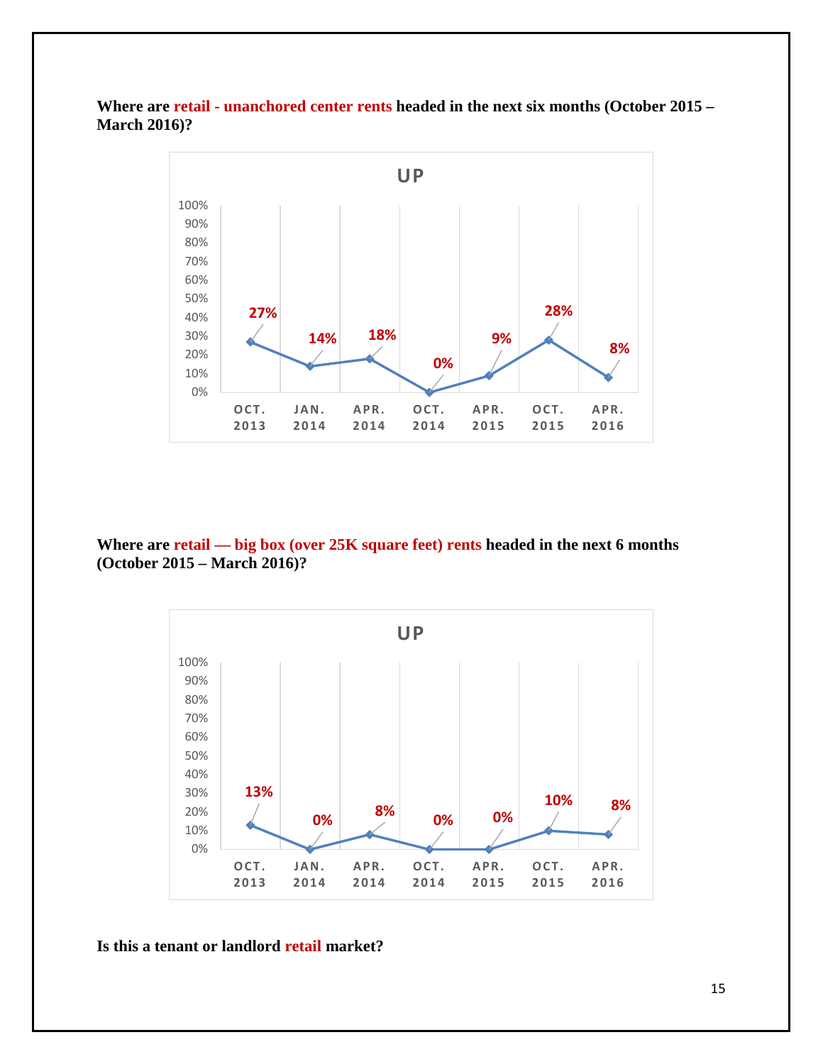**Where are retail - unanchored center rents headed in the next six months (October 2015 – March 2016)?**

UP

| | OCT. 2013 | JAN. 2014 | APR. 2014 | OCT. 2014 | APR. 2015 | OCT. 2015 | APR. 2016 |
|---|---|---|---|---|---|---|---|
| UP | 27% | 14% | 18% | 0% | 9% | 28% | 8% |

**Where are retail — big box (over 25K square feet) rents headed in the next 6 months (October 2015 – March 2016)?**

UP

| | OCT. 2013 | JAN. 2014 | APR. 2014 | OCT. 2014 | APR. 2015 | OCT. 2015 | APR. 2016 |
|---|---|---|---|---|---|---|---|
| UP | 13% | 0% | 8% | 0% | 0% | 10% | 8% |

**Is this a tenant or landlord retail market?**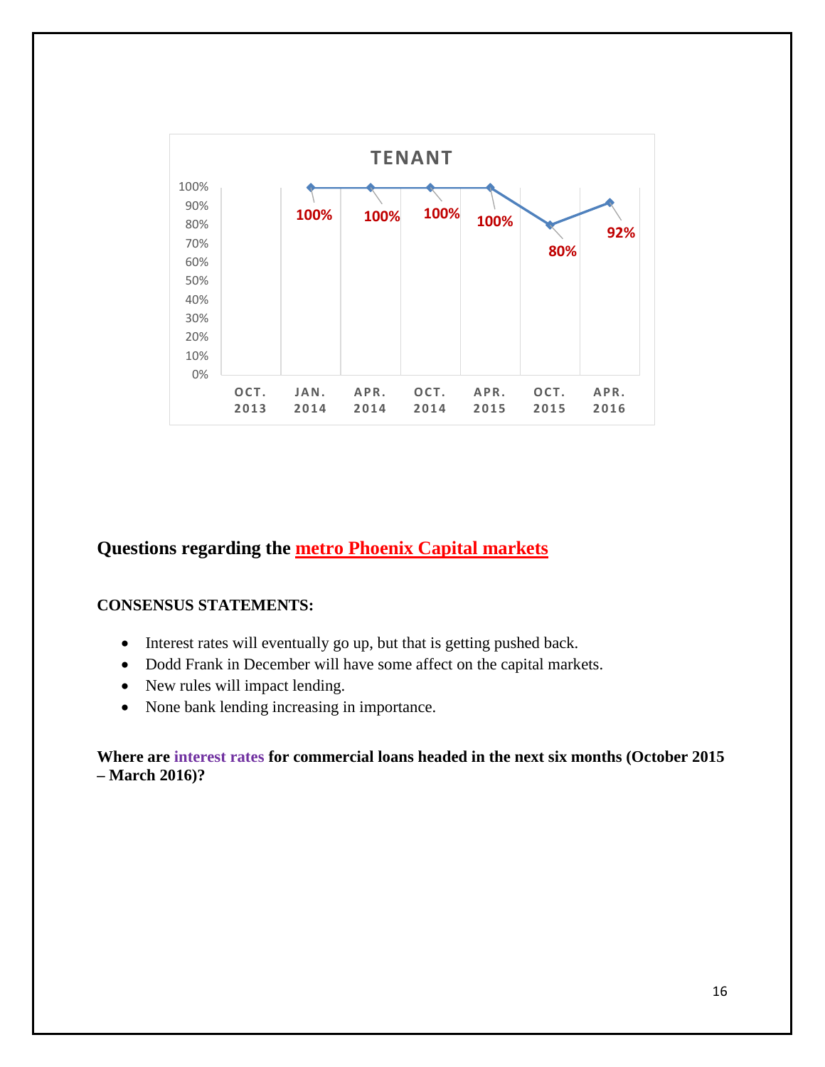**TENANT**

| OCT. 2013 | JAN. 2014 | APR. 2014 | OCT. 2014 | APR. 2015 | OCT. 2015 | APR. 2016 |
|---|---|---|---|---|---|---|
| | 100% | 100% | 100% | 100% | 80% | 92% |

## Questions regarding the metro Phoenix Capital markets

**CONSENSUS STATEMENTS:**

- Interest rates will eventually go up, but that is getting pushed back.
- Dodd Frank in December will have some affect on the capital markets.
- New rules will impact lending.
- None bank lending increasing in importance.

**Where are interest rates for commercial loans headed in the next six months (October 2015 – March 2016)?**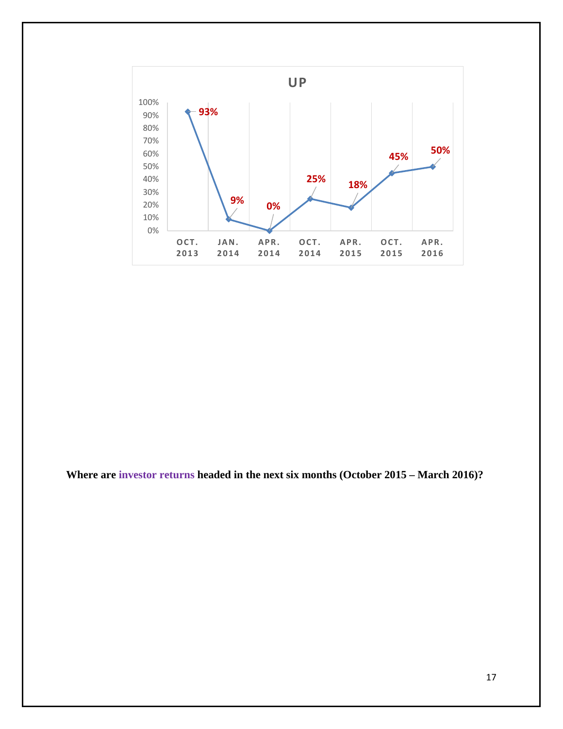**UP**

| OCT. 2013 | JAN. 2014 | APR. 2014 | OCT. 2014 | APR. 2015 | OCT. 2015 | APR. 2016 |
|---|---|---|---|---|---|---|
| 93% | 9% | 0% | 25% | 18% | 45% | 50% |

**Where are investor returns headed in the next six months (October 2015 – March 2016)?**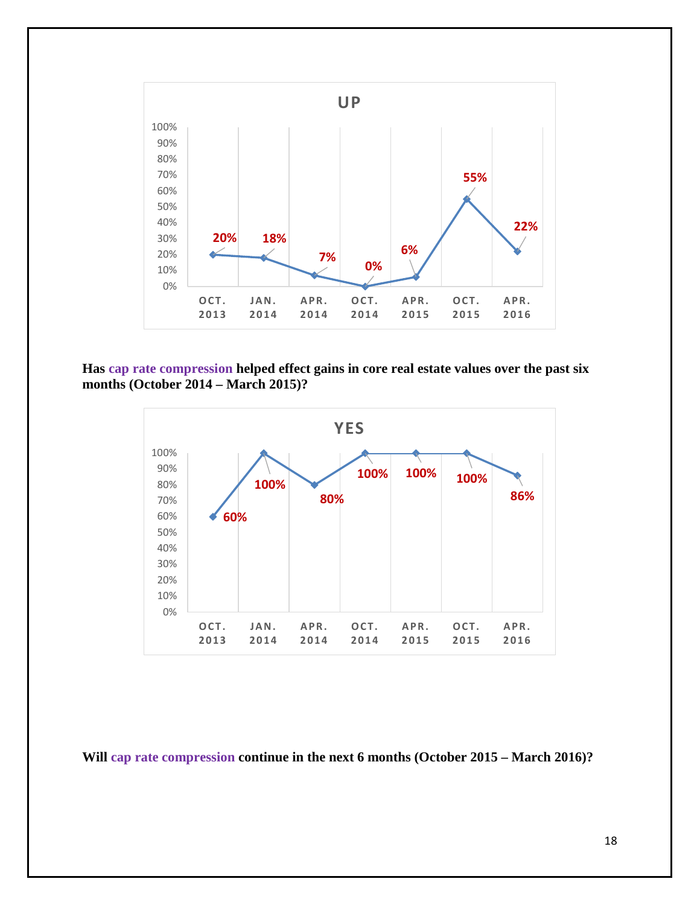**UP**

| Period | Value |
| --- | --- |
| OCT. 2013 | 20% |
| JAN. 2014 | 18% |
| APR. 2014 | 7% |
| OCT. 2014 | 0% |
| APR. 2015 | 6% |
| OCT. 2015 | 55% |
| APR. 2016 | 22% |

**Has cap rate compression helped effect gains in core real estate values over the past six months (October 2014 – March 2015)?**

**YES**

| Period | Value |
| --- | --- |
| OCT. 2013 | 60% |
| JAN. 2014 | 100% |
| APR. 2014 | 80% |
| OCT. 2014 | 100% |
| APR. 2015 | 100% |
| OCT. 2015 | 100% |
| APR. 2016 | 86% |

**Will cap rate compression continue in the next 6 months (October 2015 – March 2016)?**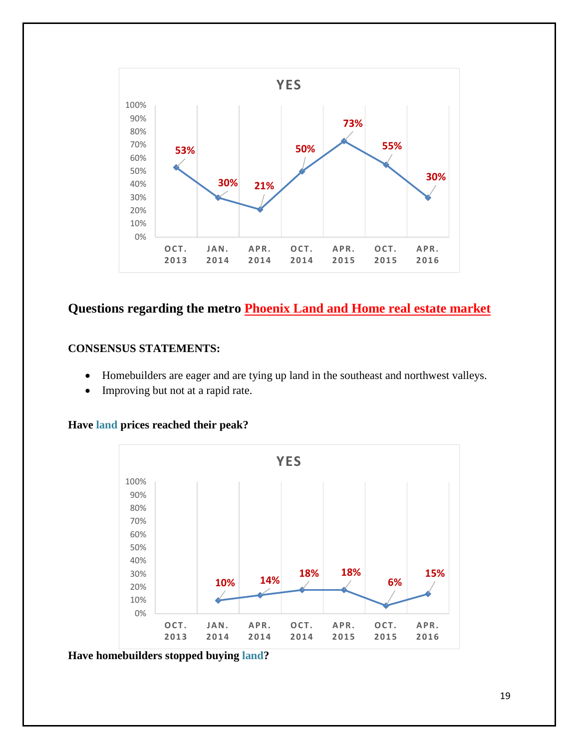YES

| | OCT. 2013 | JAN. 2014 | APR. 2014 | OCT. 2014 | APR. 2015 | OCT. 2015 | APR. 2016 |
|---|---|---|---|---|---|---|---|
| YES | 53% | 30% | 21% | 50% | 73% | 55% | 30% |

## Questions regarding the metro Phoenix Land and Home real estate market

**CONSENSUS STATEMENTS:**

- Homebuilders are eager and are tying up land in the southeast and northwest valleys.
- Improving but not at a rapid rate.

**Have land prices reached their peak?**

YES

| | OCT. 2013 | JAN. 2014 | APR. 2014 | OCT. 2014 | APR. 2015 | OCT. 2015 | APR. 2016 |
|---|---|---|---|---|---|---|---|
| YES | | 10% | 14% | 18% | 18% | 6% | 15% |

**Have homebuilders stopped buying land?**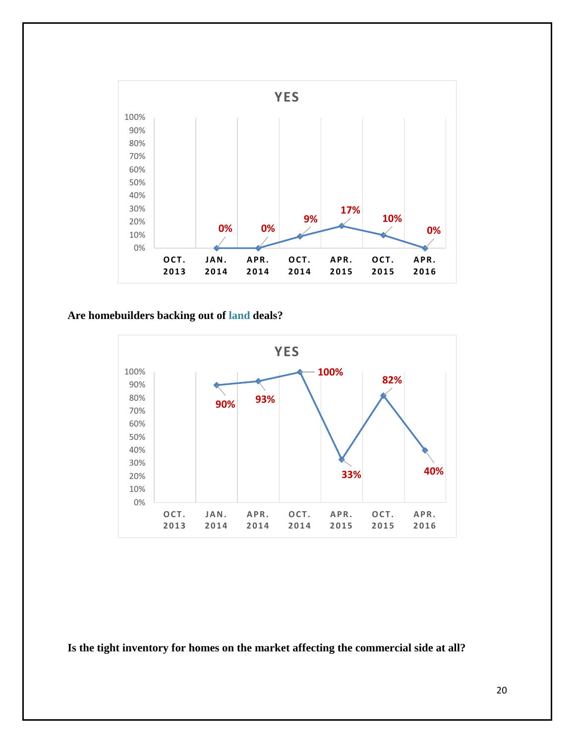**YES**

| OCT. 2013 | JAN. 2014 | APR. 2014 | OCT. 2014 | APR. 2015 | OCT. 2015 | APR. 2016 |
|---|---|---|---|---|---|---|
| | 0% | 0% | 9% | 17% | 10% | 0% |

**Are homebuilders backing out of land deals?**

**YES**

| OCT. 2013 | JAN. 2014 | APR. 2014 | OCT. 2014 | APR. 2015 | OCT. 2015 | APR. 2016 |
|---|---|---|---|---|---|---|
| | 90% | 93% | 100% | 33% | 82% | 40% |

**Is the tight inventory for homes on the market affecting the commercial side at all?**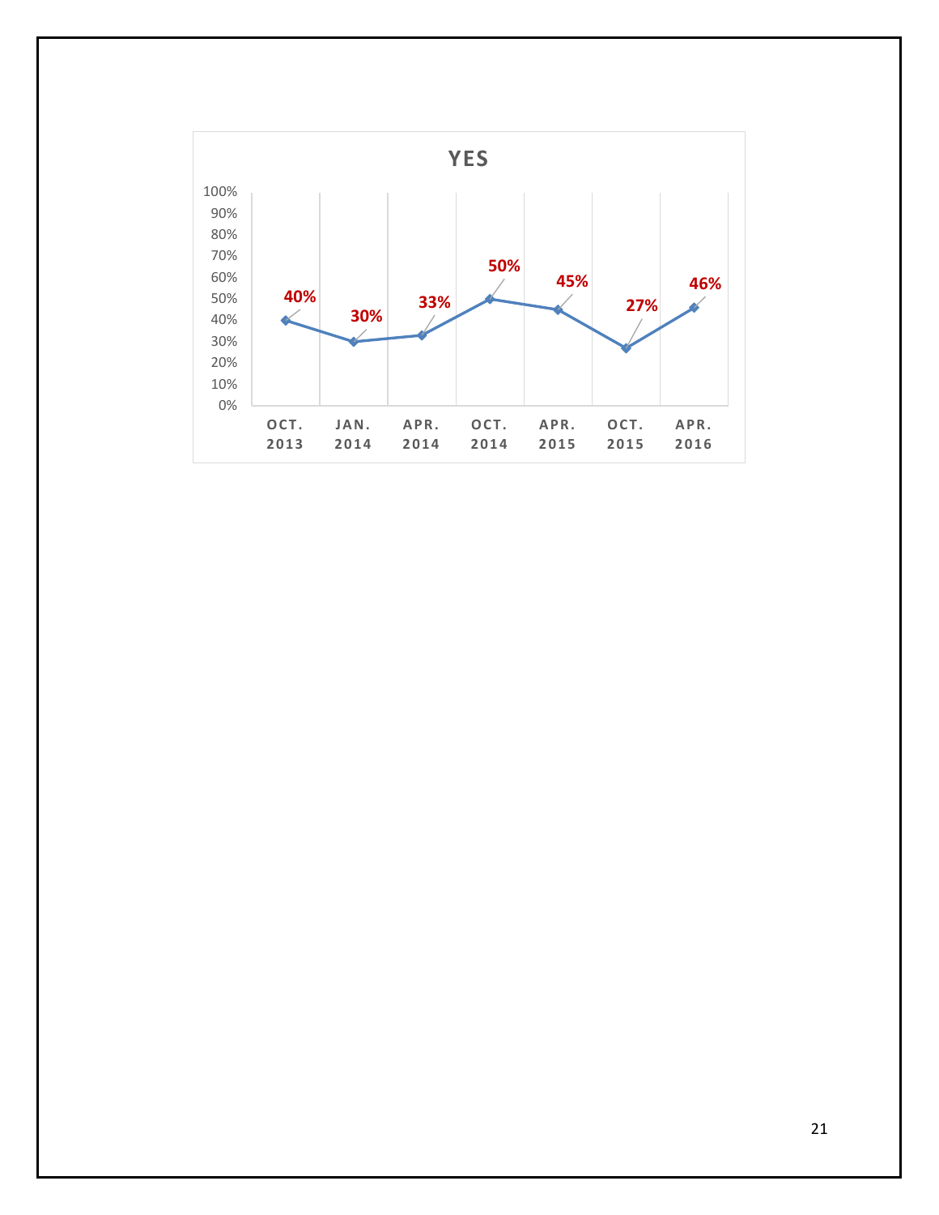YES

100%
90%
80%
70%
60%
50%
40%
30%
20%
10%
0%

40%
30%
33%
50%
45%
27%
46%

OCT. 2013
JAN. 2014
APR. 2014
OCT. 2014
APR. 2015
OCT. 2015
APR. 2016